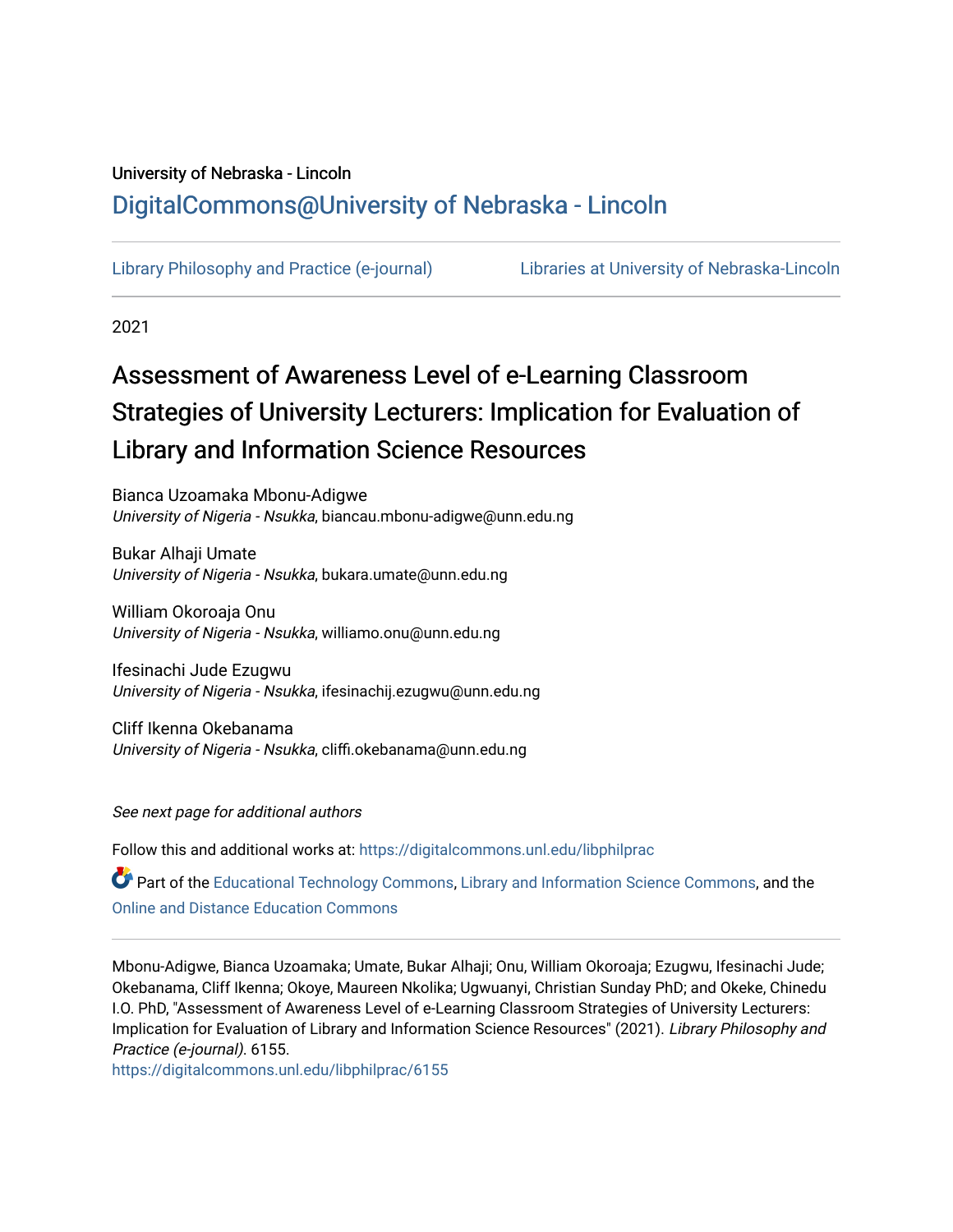University of Nebraska - Lincoln

## DigitalCommons@University of Nebraska - Lincoln

Library Philosophy and Practice (e-journal)        Libraries at University of Nebraska-Lincoln

2021

# Assessment of Awareness Level of e-Learning Classroom Strategies of University Lecturers: Implication for Evaluation of Library and Information Science Resources

Bianca Uzoamaka Mbonu-Adigwe
*University of Nigeria - Nsukka*, biancau.mbonu-adigwe@unn.edu.ng

Bukar Alhaji Umate
*University of Nigeria - Nsukka*, bukara.umate@unn.edu.ng

William Okoroaja Onu
*University of Nigeria - Nsukka*, williamo.onu@unn.edu.ng

Ifesinachi Jude Ezugwu
*University of Nigeria - Nsukka*, ifesinachij.ezugwu@unn.edu.ng

Cliff Ikenna Okebanama
*University of Nigeria - Nsukka*, cliffi.okebanama@unn.edu.ng

*See next page for additional authors*

Follow this and additional works at: https://digitalcommons.unl.edu/libphilprac

Part of the Educational Technology Commons, Library and Information Science Commons, and the Online and Distance Education Commons

Mbonu-Adigwe, Bianca Uzoamaka; Umate, Bukar Alhaji; Onu, William Okoroaja; Ezugwu, Ifesinachi Jude; Okebanama, Cliff Ikenna; Okoye, Maureen Nkolika; Ugwuanyi, Christian Sunday PhD; and Okeke, Chinedu I.O. PhD, "Assessment of Awareness Level of e-Learning Classroom Strategies of University Lecturers: Implication for Evaluation of Library and Information Science Resources" (2021). *Library Philosophy and Practice (e-journal)*. 6155.
https://digitalcommons.unl.edu/libphilprac/6155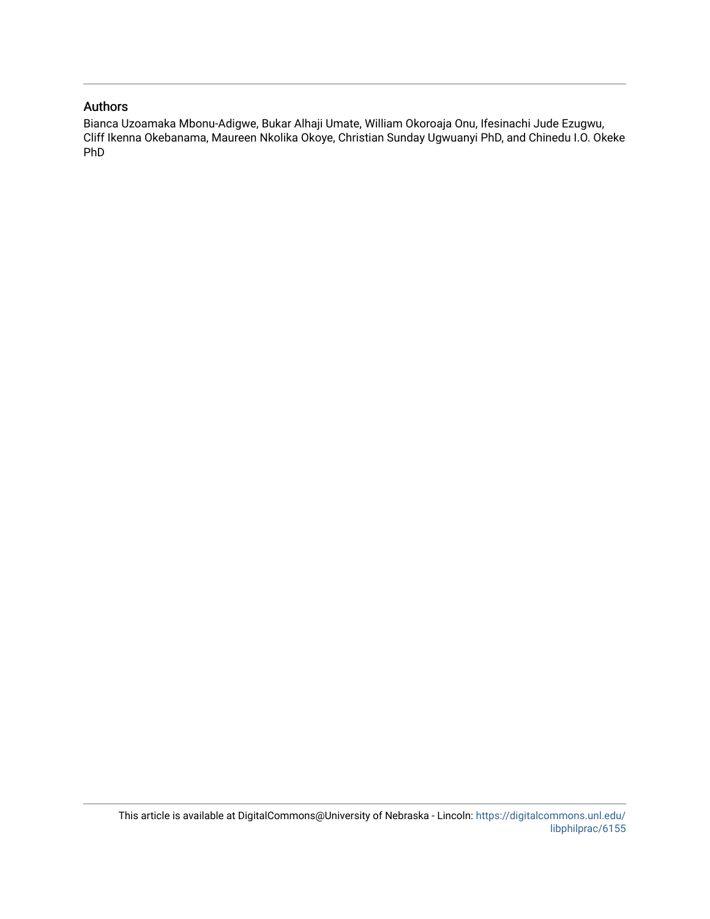## Authors

Bianca Uzoamaka Mbonu-Adigwe, Bukar Alhaji Umate, William Okoroaja Onu, Ifesinachi Jude Ezugwu, Cliff Ikenna Okebanama, Maureen Nkolika Okoye, Christian Sunday Ugwuanyi PhD, and Chinedu I.O. Okeke PhD

This article is available at DigitalCommons@University of Nebraska - Lincoln: https://digitalcommons.unl.edu/libphilprac/6155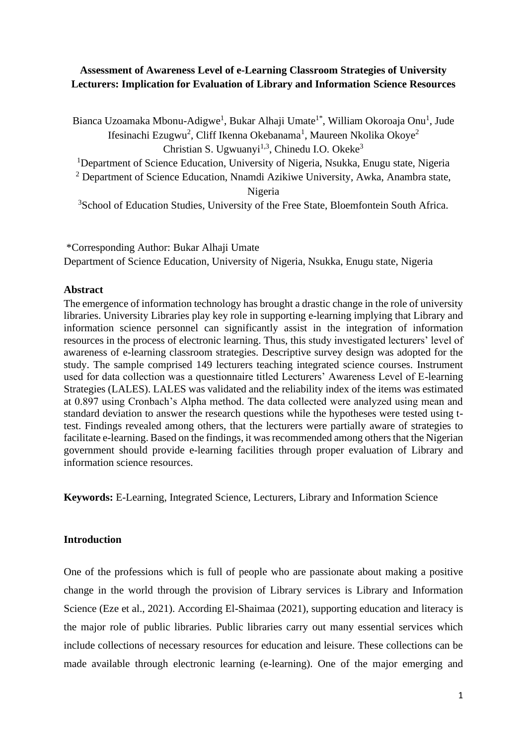**Assessment of Awareness Level of e-Learning Classroom Strategies of University Lecturers: Implication for Evaluation of Library and Information Science Resources**

Bianca Uzoamaka Mbonu-Adigwe[1], Bukar Alhaji Umate[1*], William Okoroaja Onu[1], Jude Ifesinachi Ezugwu[2], Cliff Ikenna Okebanama[1], Maureen Nkolika Okoye[2]
Christian S. Ugwuanyi[1,3], Chinedu I.O. Okeke[3]

[1]Department of Science Education, University of Nigeria, Nsukka, Enugu state, Nigeria

[2] Department of Science Education, Nnamdi Azikiwe University, Awka, Anambra state, Nigeria

[3]School of Education Studies, University of the Free State, Bloemfontein South Africa.

*Corresponding Author: Bukar Alhaji Umate
Department of Science Education, University of Nigeria, Nsukka, Enugu state, Nigeria

**Abstract**

The emergence of information technology has brought a drastic change in the role of university libraries. University Libraries play key role in supporting e-learning implying that Library and information science personnel can significantly assist in the integration of information resources in the process of electronic learning. Thus, this study investigated lecturers' level of awareness of e-learning classroom strategies. Descriptive survey design was adopted for the study. The sample comprised 149 lecturers teaching integrated science courses. Instrument used for data collection was a questionnaire titled Lecturers' Awareness Level of E-learning Strategies (LALES). LALES was validated and the reliability index of the items was estimated at 0.897 using Cronbach's Alpha method. The data collected were analyzed using mean and standard deviation to answer the research questions while the hypotheses were tested using t-test. Findings revealed among others, that the lecturers were partially aware of strategies to facilitate e-learning. Based on the findings, it was recommended among others that the Nigerian government should provide e-learning facilities through proper evaluation of Library and information science resources.

**Keywords:** E-Learning, Integrated Science, Lecturers, Library and Information Science

## Introduction

One of the professions which is full of people who are passionate about making a positive change in the world through the provision of Library services is Library and Information Science (Eze et al., 2021). According El-Shaimaa (2021), supporting education and literacy is the major role of public libraries. Public libraries carry out many essential services which include collections of necessary resources for education and leisure. These collections can be made available through electronic learning (e-learning). One of the major emerging and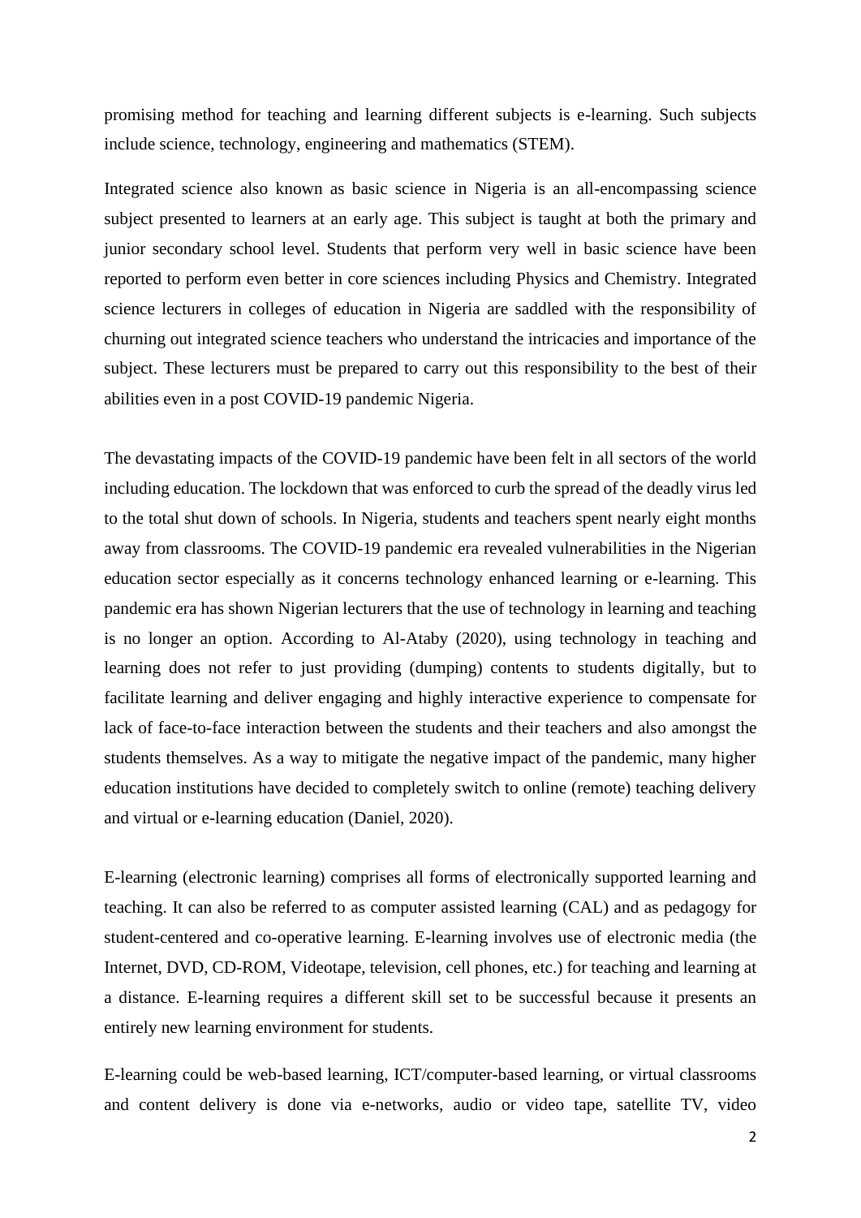promising method for teaching and learning different subjects is e-learning. Such subjects include science, technology, engineering and mathematics (STEM).

Integrated science also known as basic science in Nigeria is an all-encompassing science subject presented to learners at an early age. This subject is taught at both the primary and junior secondary school level. Students that perform very well in basic science have been reported to perform even better in core sciences including Physics and Chemistry. Integrated science lecturers in colleges of education in Nigeria are saddled with the responsibility of churning out integrated science teachers who understand the intricacies and importance of the subject. These lecturers must be prepared to carry out this responsibility to the best of their abilities even in a post COVID-19 pandemic Nigeria.

The devastating impacts of the COVID-19 pandemic have been felt in all sectors of the world including education. The lockdown that was enforced to curb the spread of the deadly virus led to the total shut down of schools. In Nigeria, students and teachers spent nearly eight months away from classrooms. The COVID-19 pandemic era revealed vulnerabilities in the Nigerian education sector especially as it concerns technology enhanced learning or e-learning. This pandemic era has shown Nigerian lecturers that the use of technology in learning and teaching is no longer an option. According to Al-Ataby (2020), using technology in teaching and learning does not refer to just providing (dumping) contents to students digitally, but to facilitate learning and deliver engaging and highly interactive experience to compensate for lack of face-to-face interaction between the students and their teachers and also amongst the students themselves. As a way to mitigate the negative impact of the pandemic, many higher education institutions have decided to completely switch to online (remote) teaching delivery and virtual or e-learning education (Daniel, 2020).

E-learning (electronic learning) comprises all forms of electronically supported learning and teaching. It can also be referred to as computer assisted learning (CAL) and as pedagogy for student-centered and co-operative learning. E-learning involves use of electronic media (the Internet, DVD, CD-ROM, Videotape, television, cell phones, etc.) for teaching and learning at a distance. E-learning requires a different skill set to be successful because it presents an entirely new learning environment for students.

E-learning could be web-based learning, ICT/computer-based learning, or virtual classrooms and content delivery is done via e-networks, audio or video tape, satellite TV, video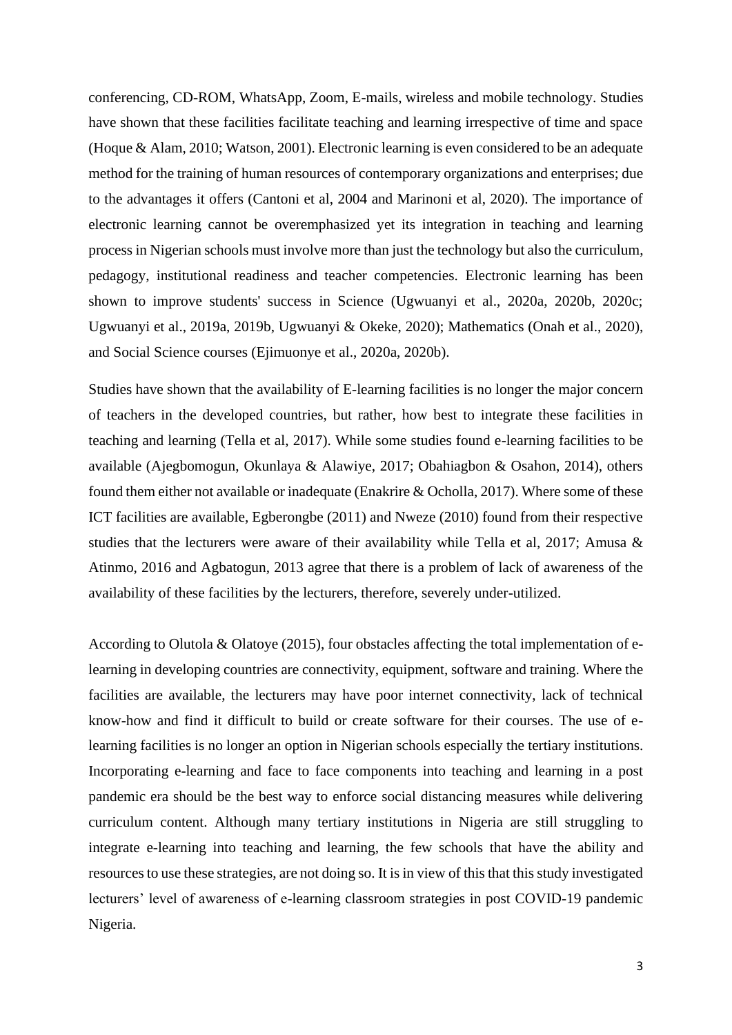conferencing, CD-ROM, WhatsApp, Zoom, E-mails, wireless and mobile technology. Studies have shown that these facilities facilitate teaching and learning irrespective of time and space (Hoque & Alam, 2010; Watson, 2001). Electronic learning is even considered to be an adequate method for the training of human resources of contemporary organizations and enterprises; due to the advantages it offers (Cantoni et al, 2004 and Marinoni et al, 2020). The importance of electronic learning cannot be overemphasized yet its integration in teaching and learning process in Nigerian schools must involve more than just the technology but also the curriculum, pedagogy, institutional readiness and teacher competencies. Electronic learning has been shown to improve students' success in Science (Ugwuanyi et al., 2020a, 2020b, 2020c; Ugwuanyi et al., 2019a, 2019b, Ugwuanyi & Okeke, 2020); Mathematics (Onah et al., 2020), and Social Science courses (Ejimuonye et al., 2020a, 2020b).

Studies have shown that the availability of E-learning facilities is no longer the major concern of teachers in the developed countries, but rather, how best to integrate these facilities in teaching and learning (Tella et al, 2017). While some studies found e-learning facilities to be available (Ajegbomogun, Okunlaya & Alawiye, 2017; Obahiagbon & Osahon, 2014), others found them either not available or inadequate (Enakrire & Ocholla, 2017). Where some of these ICT facilities are available, Egberongbe (2011) and Nweze (2010) found from their respective studies that the lecturers were aware of their availability while Tella et al, 2017; Amusa & Atinmo, 2016 and Agbatogun, 2013 agree that there is a problem of lack of awareness of the availability of these facilities by the lecturers, therefore, severely under-utilized.

According to Olutola & Olatoye (2015), four obstacles affecting the total implementation of e-learning in developing countries are connectivity, equipment, software and training. Where the facilities are available, the lecturers may have poor internet connectivity, lack of technical know-how and find it difficult to build or create software for their courses. The use of e-learning facilities is no longer an option in Nigerian schools especially the tertiary institutions. Incorporating e-learning and face to face components into teaching and learning in a post pandemic era should be the best way to enforce social distancing measures while delivering curriculum content. Although many tertiary institutions in Nigeria are still struggling to integrate e-learning into teaching and learning, the few schools that have the ability and resources to use these strategies, are not doing so. It is in view of this that this study investigated lecturers' level of awareness of e-learning classroom strategies in post COVID-19 pandemic Nigeria.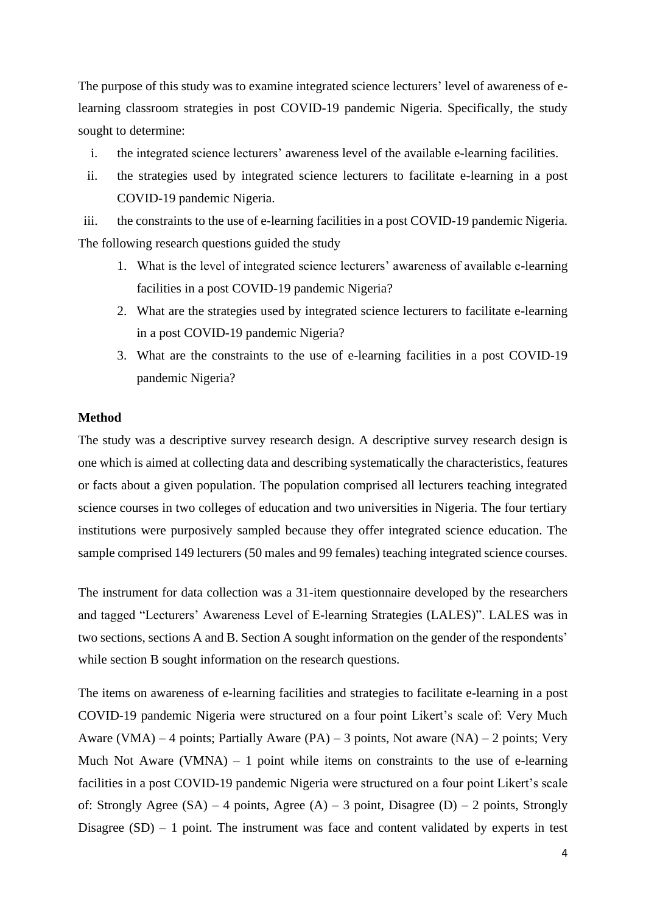The purpose of this study was to examine integrated science lecturers' level of awareness of e-learning classroom strategies in post COVID-19 pandemic Nigeria. Specifically, the study sought to determine:

i. the integrated science lecturers' awareness level of the available e-learning facilities.
ii. the strategies used by integrated science lecturers to facilitate e-learning in a post COVID-19 pandemic Nigeria.
iii. the constraints to the use of e-learning facilities in a post COVID-19 pandemic Nigeria.

The following research questions guided the study

1. What is the level of integrated science lecturers' awareness of available e-learning facilities in a post COVID-19 pandemic Nigeria?
2. What are the strategies used by integrated science lecturers to facilitate e-learning in a post COVID-19 pandemic Nigeria?
3. What are the constraints to the use of e-learning facilities in a post COVID-19 pandemic Nigeria?

**Method**

The study was a descriptive survey research design. A descriptive survey research design is one which is aimed at collecting data and describing systematically the characteristics, features or facts about a given population. The population comprised all lecturers teaching integrated science courses in two colleges of education and two universities in Nigeria. The four tertiary institutions were purposively sampled because they offer integrated science education. The sample comprised 149 lecturers (50 males and 99 females) teaching integrated science courses.

The instrument for data collection was a 31-item questionnaire developed by the researchers and tagged "Lecturers' Awareness Level of E-learning Strategies (LALES)". LALES was in two sections, sections A and B. Section A sought information on the gender of the respondents' while section B sought information on the research questions.

The items on awareness of e-learning facilities and strategies to facilitate e-learning in a post COVID-19 pandemic Nigeria were structured on a four point Likert's scale of: Very Much Aware (VMA) – 4 points; Partially Aware (PA) – 3 points, Not aware (NA) – 2 points; Very Much Not Aware (VMNA) – 1 point while items on constraints to the use of e-learning facilities in a post COVID-19 pandemic Nigeria were structured on a four point Likert's scale of: Strongly Agree (SA) – 4 points, Agree (A) – 3 point, Disagree (D) – 2 points, Strongly Disagree (SD) – 1 point. The instrument was face and content validated by experts in test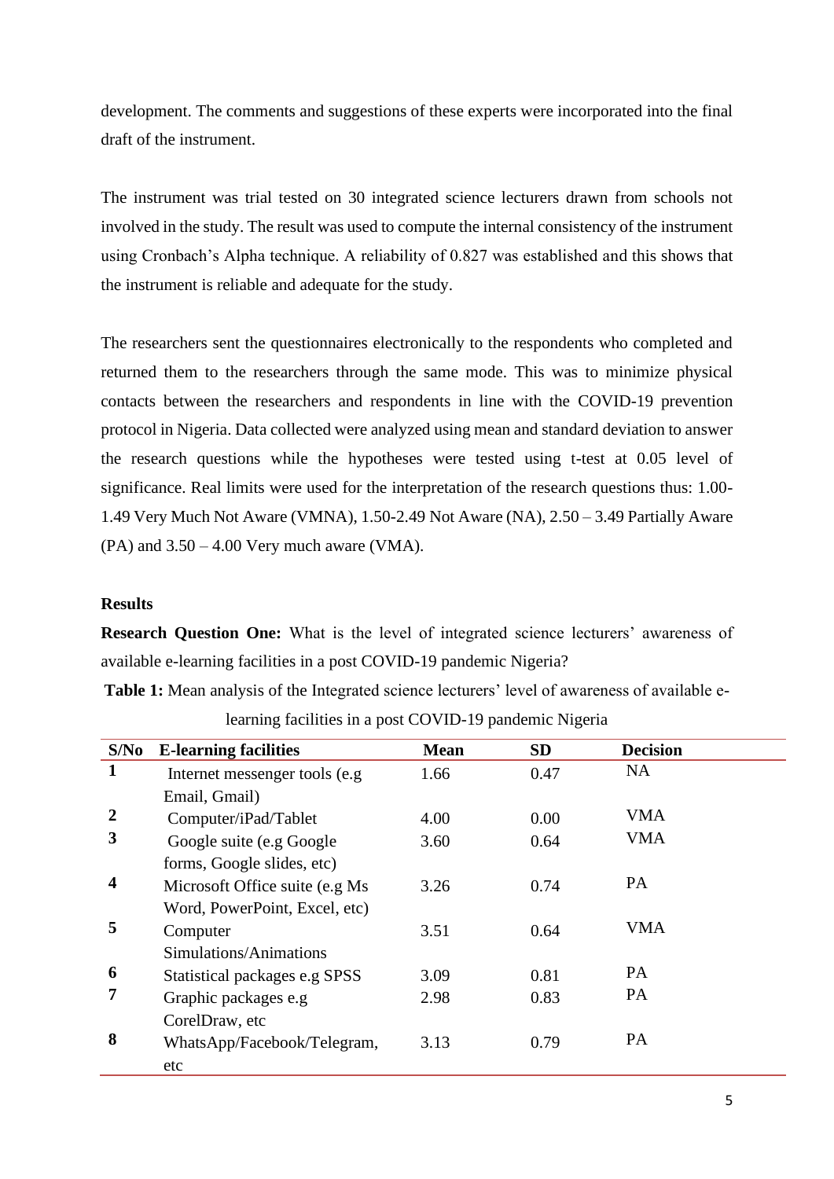development. The comments and suggestions of these experts were incorporated into the final draft of the instrument.

The instrument was trial tested on 30 integrated science lecturers drawn from schools not involved in the study. The result was used to compute the internal consistency of the instrument using Cronbach's Alpha technique. A reliability of 0.827 was established and this shows that the instrument is reliable and adequate for the study.

The researchers sent the questionnaires electronically to the respondents who completed and returned them to the researchers through the same mode. This was to minimize physical contacts between the researchers and respondents in line with the COVID-19 prevention protocol in Nigeria. Data collected were analyzed using mean and standard deviation to answer the research questions while the hypotheses were tested using t-test at 0.05 level of significance. Real limits were used for the interpretation of the research questions thus: 1.00-1.49 Very Much Not Aware (VMNA), 1.50-2.49 Not Aware (NA), 2.50 – 3.49 Partially Aware (PA) and 3.50 – 4.00 Very much aware (VMA).

## Results

**Research Question One:** What is the level of integrated science lecturers' awareness of available e-learning facilities in a post COVID-19 pandemic Nigeria?

**Table 1:** Mean analysis of the Integrated science lecturers' level of awareness of available e-learning facilities in a post COVID-19 pandemic Nigeria

| S/No | E-learning facilities | Mean | SD | Decision |
|---|---|---|---|---|
| 1 | Internet messenger tools (e.g Email, Gmail) | 1.66 | 0.47 | NA |
| 2 | Computer/iPad/Tablet | 4.00 | 0.00 | VMA |
| 3 | Google suite (e.g Google forms, Google slides, etc) | 3.60 | 0.64 | VMA |
| 4 | Microsoft Office suite (e.g Ms Word, PowerPoint, Excel, etc) | 3.26 | 0.74 | PA |
| 5 | Computer Simulations/Animations | 3.51 | 0.64 | VMA |
| 6 | Statistical packages e.g SPSS | 3.09 | 0.81 | PA |
| 7 | Graphic packages e.g CorelDraw, etc | 2.98 | 0.83 | PA |
| 8 | WhatsApp/Facebook/Telegram, etc | 3.13 | 0.79 | PA |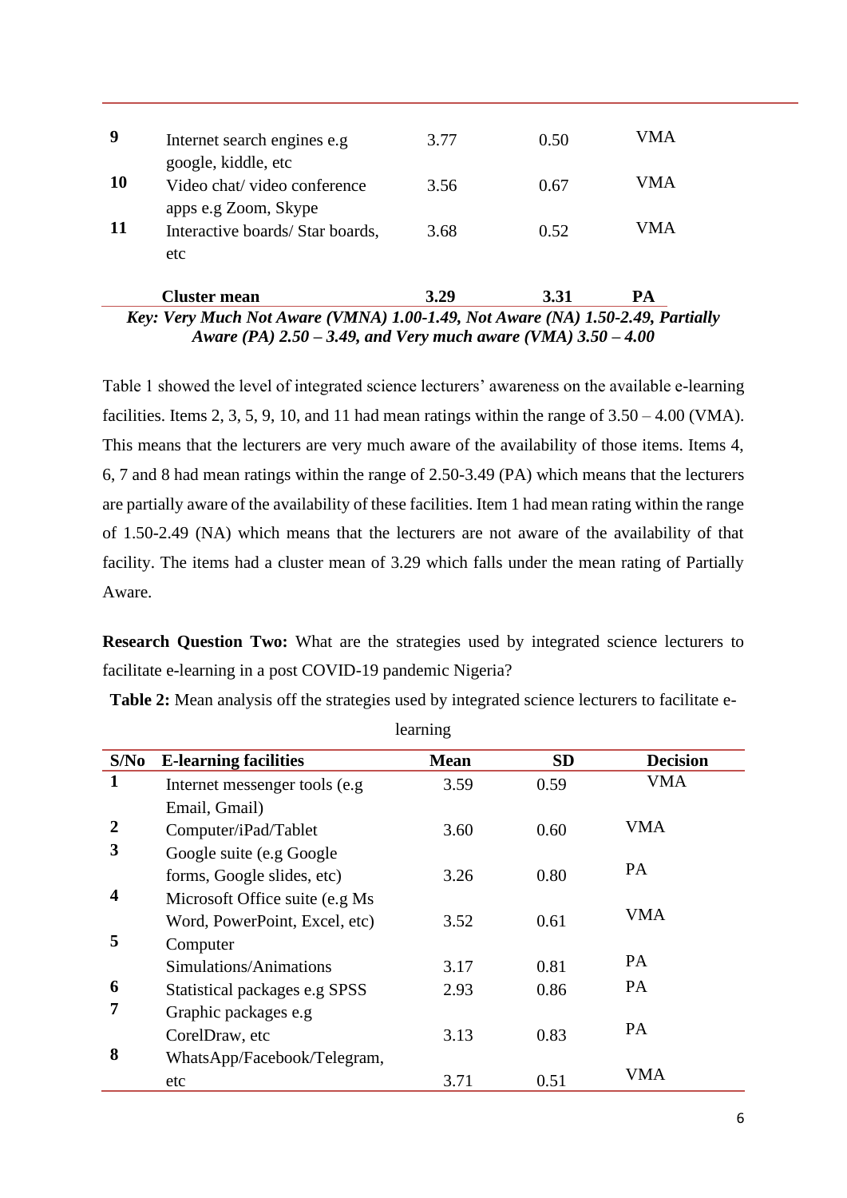| | | | | |
|---|---|---|---|---|
| **9** | Internet search engines e.g google, kiddle, etc | 3.77 | 0.50 | VMA |
| **10** | Video chat/ video conference apps e.g Zoom, Skype | 3.56 | 0.67 | VMA |
| **11** | Interactive boards/ Star boards, etc | 3.68 | 0.52 | VMA |
| | **Cluster mean** | **3.29** | **3.31** | **PA** |

***Key: Very Much Not Aware (VMNA) 1.00-1.49, Not Aware (NA) 1.50-2.49, Partially Aware (PA) 2.50 – 3.49, and Very much aware (VMA) 3.50 – 4.00***

Table 1 showed the level of integrated science lecturers' awareness on the available e-learning facilities. Items 2, 3, 5, 9, 10, and 11 had mean ratings within the range of 3.50 – 4.00 (VMA). This means that the lecturers are very much aware of the availability of those items. Items 4, 6, 7 and 8 had mean ratings within the range of 2.50-3.49 (PA) which means that the lecturers are partially aware of the availability of these facilities. Item 1 had mean rating within the range of 1.50-2.49 (NA) which means that the lecturers are not aware of the availability of that facility. The items had a cluster mean of 3.29 which falls under the mean rating of Partially Aware.

**Research Question Two:** What are the strategies used by integrated science lecturers to facilitate e-learning in a post COVID-19 pandemic Nigeria?

**Table 2:** Mean analysis off the strategies used by integrated science lecturers to facilitate e-learning

| S/No | E-learning facilities | Mean | SD | Decision |
|---|---|---|---|---|
| **1** | Internet messenger tools (e.g Email, Gmail) | 3.59 | 0.59 | VMA |
| **2** | Computer/iPad/Tablet | 3.60 | 0.60 | VMA |
| **3** | Google suite (e.g Google forms, Google slides, etc) | 3.26 | 0.80 | PA |
| **4** | Microsoft Office suite (e.g Ms Word, PowerPoint, Excel, etc) | 3.52 | 0.61 | VMA |
| **5** | Computer Simulations/Animations | 3.17 | 0.81 | PA |
| **6** | Statistical packages e.g SPSS | 2.93 | 0.86 | PA |
| **7** | Graphic packages e.g CorelDraw, etc | 3.13 | 0.83 | PA |
| **8** | WhatsApp/Facebook/Telegram, etc | 3.71 | 0.51 | VMA |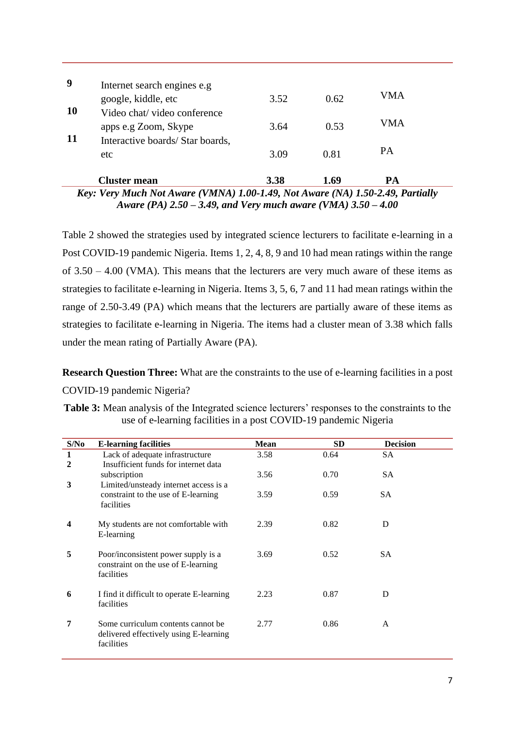| | | | | |
|---|---|---|---|---|
| 9 | Internet search engines e.g google, kiddle, etc | 3.52 | 0.62 | VMA |
| 10 | Video chat/ video conference apps e.g Zoom, Skype | 3.64 | 0.53 | VMA |
| 11 | Interactive boards/ Star boards, etc | 3.09 | 0.81 | PA |
| | **Cluster mean** | **3.38** | **1.69** | **PA** |

***Key: Very Much Not Aware (VMNA) 1.00-1.49, Not Aware (NA) 1.50-2.49, Partially Aware (PA) 2.50 – 3.49, and Very much aware (VMA) 3.50 – 4.00***

Table 2 showed the strategies used by integrated science lecturers to facilitate e-learning in a Post COVID-19 pandemic Nigeria. Items 1, 2, 4, 8, 9 and 10 had mean ratings within the range of 3.50 – 4.00 (VMA). This means that the lecturers are very much aware of these items as strategies to facilitate e-learning in Nigeria. Items 3, 5, 6, 7 and 11 had mean ratings within the range of 2.50-3.49 (PA) which means that the lecturers are partially aware of these items as strategies to facilitate e-learning in Nigeria. The items had a cluster mean of 3.38 which falls under the mean rating of Partially Aware (PA).

**Research Question Three:** What are the constraints to the use of e-learning facilities in a post COVID-19 pandemic Nigeria?

**Table 3:** Mean analysis of the Integrated science lecturers' responses to the constraints to the use of e-learning facilities in a post COVID-19 pandemic Nigeria

| S/No | E-learning facilities | Mean | SD | Decision |
|---|---|---|---|---|
| 1 | Lack of adequate infrastructure | 3.58 | 0.64 | SA |
| 2 | Insufficient funds for internet data subscription | 3.56 | 0.70 | SA |
| 3 | Limited/unsteady internet access is a constraint to the use of E-learning facilities | 3.59 | 0.59 | SA |
| 4 | My students are not comfortable with E-learning | 2.39 | 0.82 | D |
| 5 | Poor/inconsistent power supply is a constraint on the use of E-learning facilities | 3.69 | 0.52 | SA |
| 6 | I find it difficult to operate E-learning facilities | 2.23 | 0.87 | D |
| 7 | Some curriculum contents cannot be delivered effectively using E-learning facilities | 2.77 | 0.86 | A |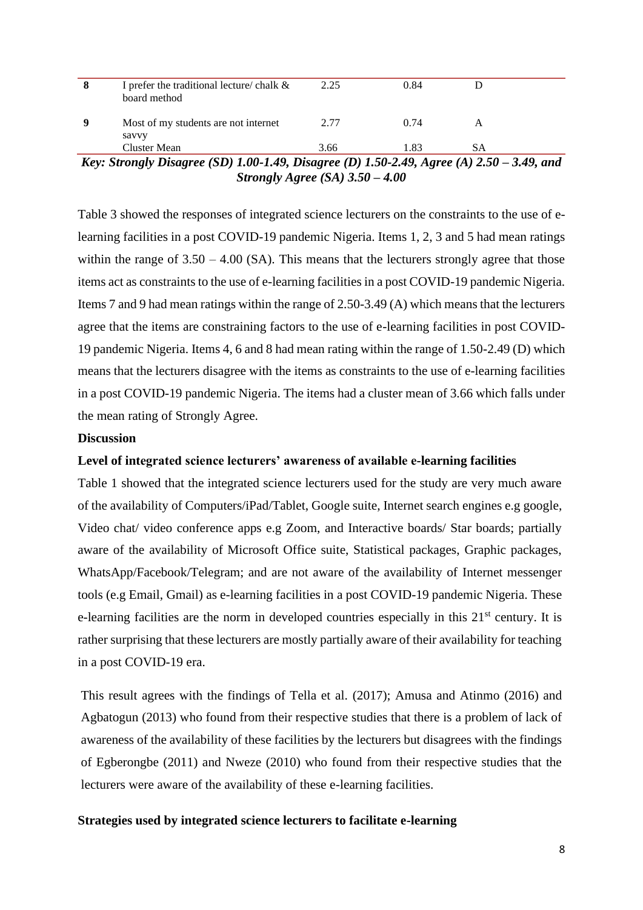| 8 | I prefer the traditional lecture/ chalk & board method | 2.25 | 0.84 | D |
|---|---|---|---|---|
| 9 | Most of my students are not internet savvy | 2.77 | 0.74 | A |
| | Cluster Mean | 3.66 | 1.83 | SA |

***Key: Strongly Disagree (SD) 1.00-1.49, Disagree (D) 1.50-2.49, Agree (A) 2.50 – 3.49, and Strongly Agree (SA) 3.50 – 4.00***

Table 3 showed the responses of integrated science lecturers on the constraints to the use of e-learning facilities in a post COVID-19 pandemic Nigeria. Items 1, 2, 3 and 5 had mean ratings within the range of 3.50 – 4.00 (SA). This means that the lecturers strongly agree that those items act as constraints to the use of e-learning facilities in a post COVID-19 pandemic Nigeria. Items 7 and 9 had mean ratings within the range of 2.50-3.49 (A) which means that the lecturers agree that the items are constraining factors to the use of e-learning facilities in post COVID-19 pandemic Nigeria. Items 4, 6 and 8 had mean rating within the range of 1.50-2.49 (D) which means that the lecturers disagree with the items as constraints to the use of e-learning facilities in a post COVID-19 pandemic Nigeria. The items had a cluster mean of 3.66 which falls under the mean rating of Strongly Agree.

## Discussion

### Level of integrated science lecturers' awareness of available e-learning facilities

Table 1 showed that the integrated science lecturers used for the study are very much aware of the availability of Computers/iPad/Tablet, Google suite, Internet search engines e.g google, Video chat/ video conference apps e.g Zoom, and Interactive boards/ Star boards; partially aware of the availability of Microsoft Office suite, Statistical packages, Graphic packages, WhatsApp/Facebook/Telegram; and are not aware of the availability of Internet messenger tools (e.g Email, Gmail) as e-learning facilities in a post COVID-19 pandemic Nigeria. These e-learning facilities are the norm in developed countries especially in this 21st century. It is rather surprising that these lecturers are mostly partially aware of their availability for teaching in a post COVID-19 era.

This result agrees with the findings of Tella et al. (2017); Amusa and Atinmo (2016) and Agbatogun (2013) who found from their respective studies that there is a problem of lack of awareness of the availability of these facilities by the lecturers but disagrees with the findings of Egberongbe (2011) and Nweze (2010) who found from their respective studies that the lecturers were aware of the availability of these e-learning facilities.

### Strategies used by integrated science lecturers to facilitate e-learning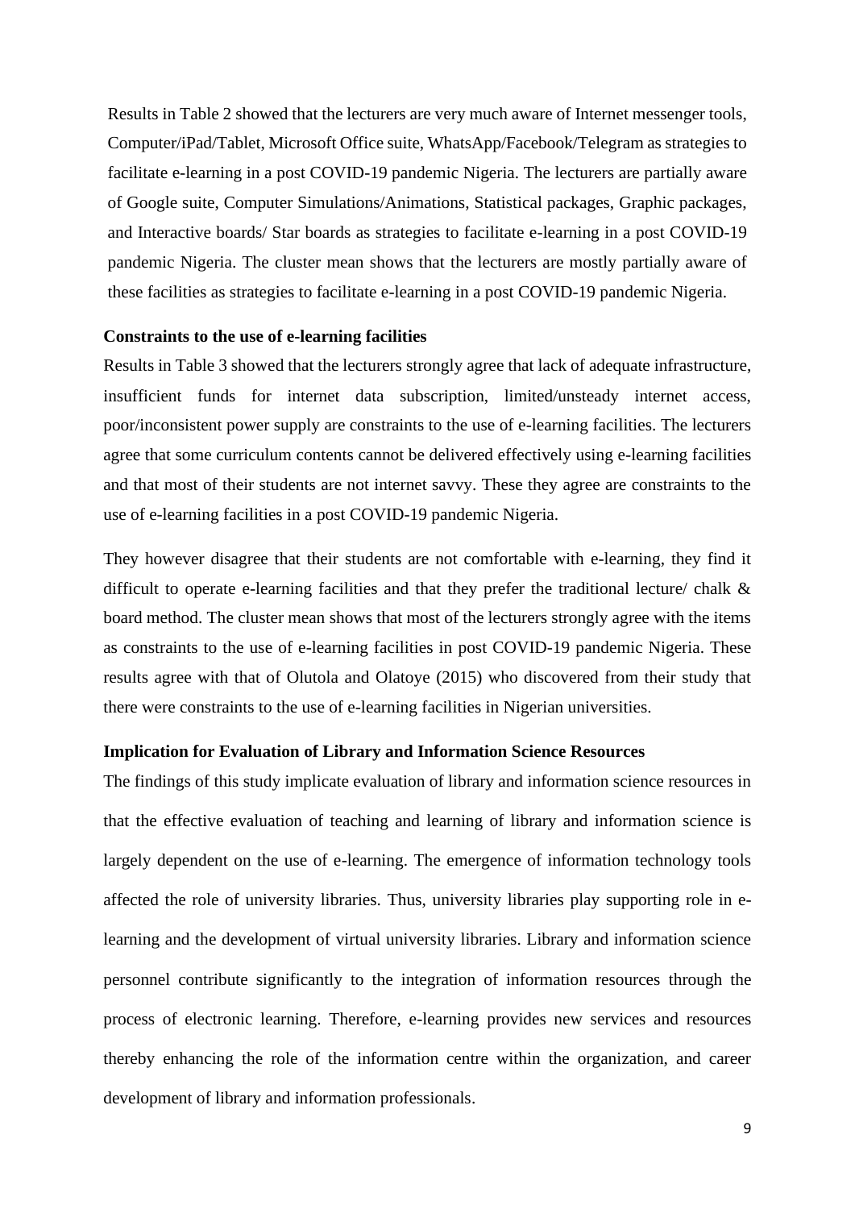Results in Table 2 showed that the lecturers are very much aware of Internet messenger tools, Computer/iPad/Tablet, Microsoft Office suite, WhatsApp/Facebook/Telegram as strategies to facilitate e-learning in a post COVID-19 pandemic Nigeria. The lecturers are partially aware of Google suite, Computer Simulations/Animations, Statistical packages, Graphic packages, and Interactive boards/ Star boards as strategies to facilitate e-learning in a post COVID-19 pandemic Nigeria. The cluster mean shows that the lecturers are mostly partially aware of these facilities as strategies to facilitate e-learning in a post COVID-19 pandemic Nigeria.

**Constraints to the use of e-learning facilities**

Results in Table 3 showed that the lecturers strongly agree that lack of adequate infrastructure, insufficient funds for internet data subscription, limited/unsteady internet access, poor/inconsistent power supply are constraints to the use of e-learning facilities. The lecturers agree that some curriculum contents cannot be delivered effectively using e-learning facilities and that most of their students are not internet savvy. These they agree are constraints to the use of e-learning facilities in a post COVID-19 pandemic Nigeria.

They however disagree that their students are not comfortable with e-learning, they find it difficult to operate e-learning facilities and that they prefer the traditional lecture/ chalk & board method. The cluster mean shows that most of the lecturers strongly agree with the items as constraints to the use of e-learning facilities in post COVID-19 pandemic Nigeria. These results agree with that of Olutola and Olatoye (2015) who discovered from their study that there were constraints to the use of e-learning facilities in Nigerian universities.

**Implication for Evaluation of Library and Information Science Resources**

The findings of this study implicate evaluation of library and information science resources in that the effective evaluation of teaching and learning of library and information science is largely dependent on the use of e-learning. The emergence of information technology tools affected the role of university libraries. Thus, university libraries play supporting role in e-learning and the development of virtual university libraries. Library and information science personnel contribute significantly to the integration of information resources through the process of electronic learning. Therefore, e-learning provides new services and resources thereby enhancing the role of the information centre within the organization, and career development of library and information professionals.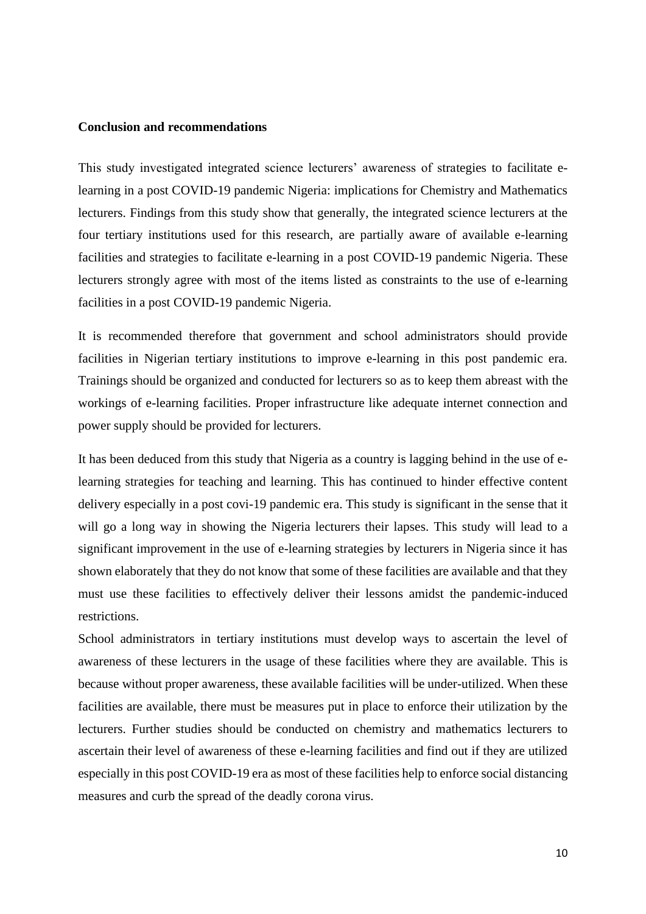**Conclusion and recommendations**

This study investigated integrated science lecturers' awareness of strategies to facilitate e-learning in a post COVID-19 pandemic Nigeria: implications for Chemistry and Mathematics lecturers. Findings from this study show that generally, the integrated science lecturers at the four tertiary institutions used for this research, are partially aware of available e-learning facilities and strategies to facilitate e-learning in a post COVID-19 pandemic Nigeria. These lecturers strongly agree with most of the items listed as constraints to the use of e-learning facilities in a post COVID-19 pandemic Nigeria.

It is recommended therefore that government and school administrators should provide facilities in Nigerian tertiary institutions to improve e-learning in this post pandemic era. Trainings should be organized and conducted for lecturers so as to keep them abreast with the workings of e-learning facilities. Proper infrastructure like adequate internet connection and power supply should be provided for lecturers.

It has been deduced from this study that Nigeria as a country is lagging behind in the use of e-learning strategies for teaching and learning. This has continued to hinder effective content delivery especially in a post covi-19 pandemic era. This study is significant in the sense that it will go a long way in showing the Nigeria lecturers their lapses. This study will lead to a significant improvement in the use of e-learning strategies by lecturers in Nigeria since it has shown elaborately that they do not know that some of these facilities are available and that they must use these facilities to effectively deliver their lessons amidst the pandemic-induced restrictions.

School administrators in tertiary institutions must develop ways to ascertain the level of awareness of these lecturers in the usage of these facilities where they are available. This is because without proper awareness, these available facilities will be under-utilized. When these facilities are available, there must be measures put in place to enforce their utilization by the lecturers. Further studies should be conducted on chemistry and mathematics lecturers to ascertain their level of awareness of these e-learning facilities and find out if they are utilized especially in this post COVID-19 era as most of these facilities help to enforce social distancing measures and curb the spread of the deadly corona virus.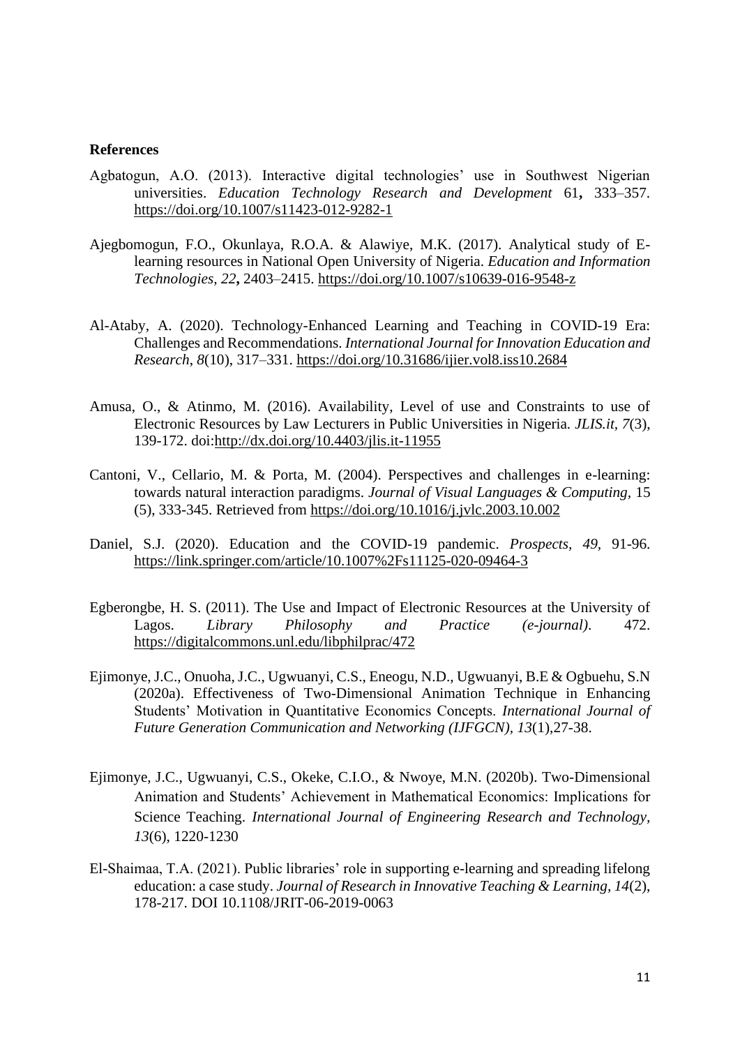**References**

Agbatogun, A.O. (2013). Interactive digital technologies' use in Southwest Nigerian universities. *Education Technology Research and Development* 61**,** 333–357. https://doi.org/10.1007/s11423-012-9282-1

Ajegbomogun, F.O., Okunlaya, R.O.A. & Alawiye, M.K. (2017). Analytical study of E-learning resources in National Open University of Nigeria. *Education and Information Technologies, 22***,** 2403–2415. https://doi.org/10.1007/s10639-016-9548-z

Al-Ataby, A. (2020). Technology-Enhanced Learning and Teaching in COVID-19 Era: Challenges and Recommendations. *International Journal for Innovation Education and Research*, *8*(10), 317–331. https://doi.org/10.31686/ijier.vol8.iss10.2684

Amusa, O., & Atinmo, M. (2016). Availability, Level of use and Constraints to use of Electronic Resources by Law Lecturers in Public Universities in Nigeria. *JLIS.it, 7*(3), 139-172. doi:http://dx.doi.org/10.4403/jlis.it-11955

Cantoni, V., Cellario, M. & Porta, M. (2004). Perspectives and challenges in e-learning: towards natural interaction paradigms. *Journal of Visual Languages & Computing*, 15 (5), 333-345. Retrieved from https://doi.org/10.1016/j.jvlc.2003.10.002

Daniel, S.J. (2020). Education and the COVID-19 pandemic. *Prospects, 49,* 91-96. https://link.springer.com/article/10.1007%2Fs11125-020-09464-3

Egberongbe, H. S. (2011). The Use and Impact of Electronic Resources at the University of Lagos. *Library Philosophy and Practice (e-journal)*. 472. https://digitalcommons.unl.edu/libphilprac/472

Ejimonye, J.C., Onuoha, J.C., Ugwuanyi, C.S., Eneogu, N.D., Ugwuanyi, B.E & Ogbuehu, S.N (2020a). Effectiveness of Two-Dimensional Animation Technique in Enhancing Students' Motivation in Quantitative Economics Concepts. *International Journal of Future Generation Communication and Networking (IJFGCN), 13*(1),27-38.

Ejimonye, J.C., Ugwuanyi, C.S., Okeke, C.I.O., & Nwoye, M.N. (2020b). Two-Dimensional Animation and Students' Achievement in Mathematical Economics: Implications for Science Teaching. *International Journal of Engineering Research and Technology, 13*(6), 1220-1230

El-Shaimaa, T.A. (2021). Public libraries' role in supporting e-learning and spreading lifelong education: a case study. *Journal of Research in Innovative Teaching & Learning*, *14*(2), 178-217. DOI 10.1108/JRIT-06-2019-0063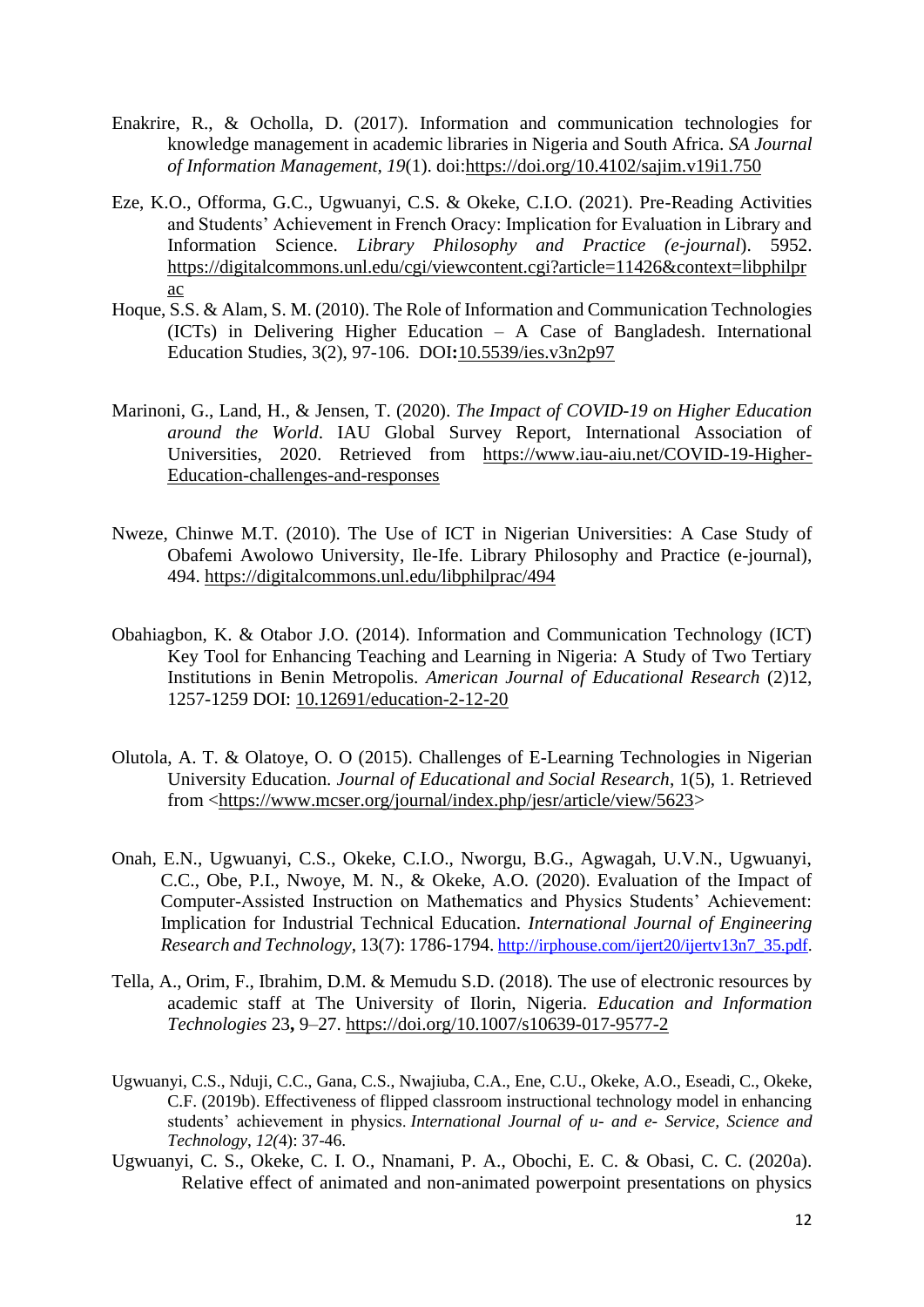Enakrire, R., & Ocholla, D. (2017). Information and communication technologies for knowledge management in academic libraries in Nigeria and South Africa. *SA Journal of Information Management, 19*(1). doi:https://doi.org/10.4102/sajim.v19i1.750

Eze, K.O., Offorma, G.C., Ugwuanyi, C.S. & Okeke, C.I.O. (2021). Pre-Reading Activities and Students' Achievement in French Oracy: Implication for Evaluation in Library and Information Science. *Library Philosophy and Practice (e-journal*). 5952. https://digitalcommons.unl.edu/cgi/viewcontent.cgi?article=11426&context=libphilprac

Hoque, S.S. & Alam, S. M. (2010). The Role of Information and Communication Technologies (ICTs) in Delivering Higher Education – A Case of Bangladesh. International Education Studies, 3(2), 97-106. DOI**:**10.5539/ies.v3n2p97

Marinoni, G., Land, H., & Jensen, T. (2020). *The Impact of COVID-19 on Higher Education around the World*. IAU Global Survey Report, International Association of Universities, 2020. Retrieved from https://www.iau-aiu.net/COVID-19-Higher-Education-challenges-and-responses

Nweze, Chinwe M.T. (2010). The Use of ICT in Nigerian Universities: A Case Study of Obafemi Awolowo University, Ile-Ife. Library Philosophy and Practice (e-journal), 494. https://digitalcommons.unl.edu/libphilprac/494

Obahiagbon, K. & Otabor J.O. (2014). Information and Communication Technology (ICT) Key Tool for Enhancing Teaching and Learning in Nigeria: A Study of Two Tertiary Institutions in Benin Metropolis. *American Journal of Educational Research* (2)12, 1257-1259 DOI: 10.12691/education-2-12-20

Olutola, A. T. & Olatoye, O. O (2015). Challenges of E-Learning Technologies in Nigerian University Education. *Journal of Educational and Social Research*, 1(5), 1. Retrieved from <https://www.mcser.org/journal/index.php/jesr/article/view/5623>

Onah, E.N., Ugwuanyi, C.S., Okeke, C.I.O., Nworgu, B.G., Agwagah, U.V.N., Ugwuanyi, C.C., Obe, P.I., Nwoye, M. N., & Okeke, A.O. (2020). Evaluation of the Impact of Computer-Assisted Instruction on Mathematics and Physics Students' Achievement: Implication for Industrial Technical Education. *International Journal of Engineering Research and Technology*, 13(7): 1786-1794. http://irphouse.com/ijert20/ijertv13n7_35.pdf.

Tella, A., Orim, F., Ibrahim, D.M. & Memudu S.D. (2018). The use of electronic resources by academic staff at The University of Ilorin, Nigeria. *Education and Information Technologies* 23**,** 9–27. https://doi.org/10.1007/s10639-017-9577-2

Ugwuanyi, C.S., Nduji, C.C., Gana, C.S., Nwajiuba, C.A., Ene, C.U., Okeke, A.O., Eseadi, C., Okeke, C.F. (2019b). Effectiveness of flipped classroom instructional technology model in enhancing students' achievement in physics. *International Journal of u- and e- Service, Science and Technology, 12(*4): 37-46.

Ugwuanyi, C. S., Okeke, C. I. O., Nnamani, P. A., Obochi, E. C. & Obasi, C. C. (2020a). Relative effect of animated and non-animated powerpoint presentations on physics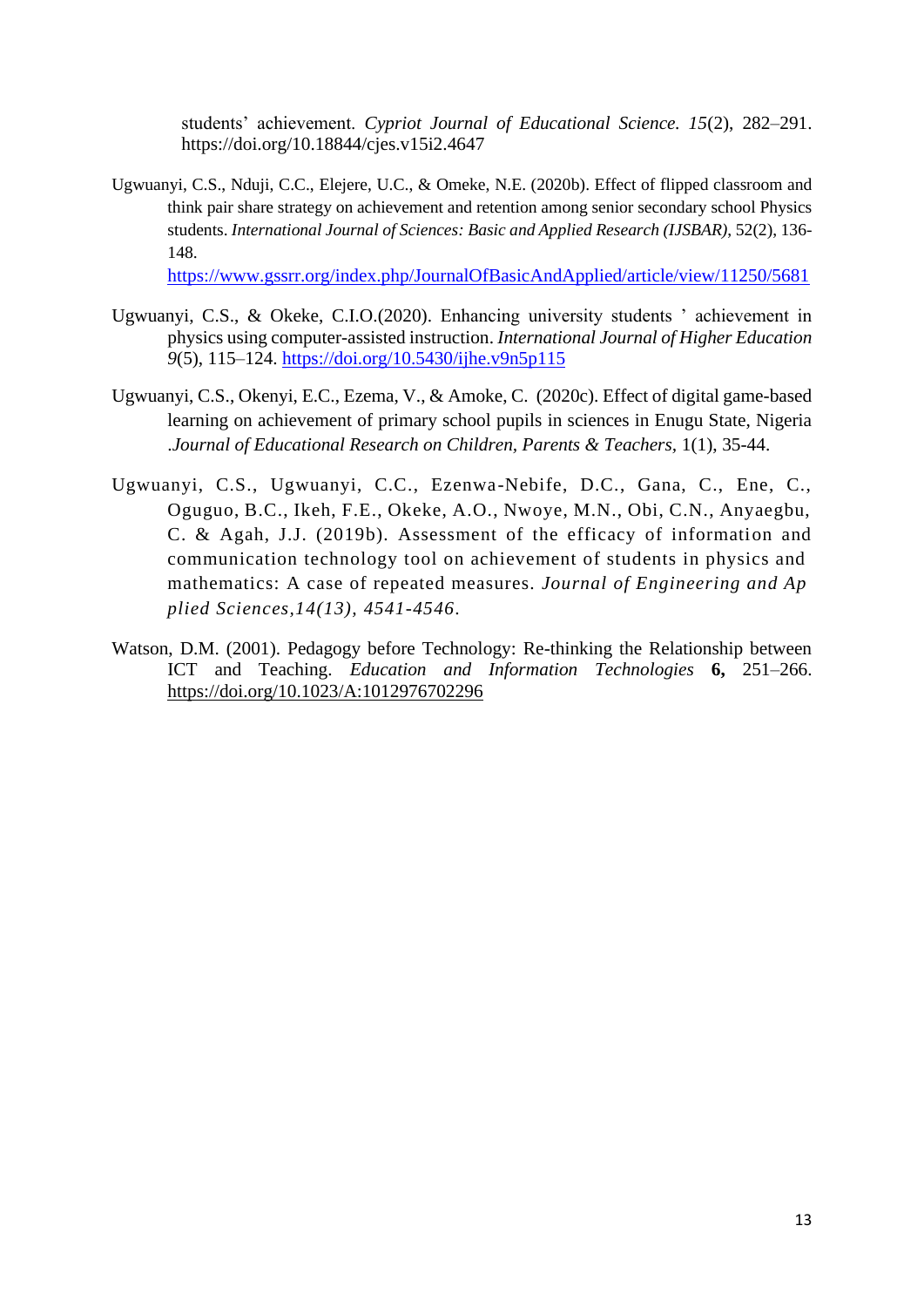students' achievement. *Cypriot Journal of Educational Science. 15*(2), 282–291. https://doi.org/10.18844/cjes.v15i2.4647

Ugwuanyi, C.S., Nduji, C.C., Elejere, U.C., & Omeke, N.E. (2020b). Effect of flipped classroom and think pair share strategy on achievement and retention among senior secondary school Physics students. *International Journal of Sciences: Basic and Applied Research (IJSBAR)*, 52(2), 136-148. https://www.gssrr.org/index.php/JournalOfBasicAndApplied/article/view/11250/5681

Ugwuanyi, C.S., & Okeke, C.I.O.(2020). Enhancing university students ' achievement in physics using computer-assisted instruction. *International Journal of Higher Education 9*(5), 115–124. https://doi.org/10.5430/ijhe.v9n5p115

Ugwuanyi, C.S., Okenyi, E.C., Ezema, V., & Amoke, C. (2020c). Effect of digital game-based learning on achievement of primary school pupils in sciences in Enugu State, Nigeria .*Journal of Educational Research on Children, Parents & Teachers*, 1(1), 35-44.

Ugwuanyi, C.S., Ugwuanyi, C.C., Ezenwa-Nebife, D.C., Gana, C., Ene, C., Oguguo, B.C., Ikeh, F.E., Okeke, A.O., Nwoye, M.N., Obi, C.N., Anyaegbu, C. & Agah, J.J. (2019b). Assessment of the efficacy of information and communication technology tool on achievement of students in physics and mathematics: A case of repeated measures. *Journal of Engineering and Ap plied Sciences,14(13), 4541-4546*.

Watson, D.M. (2001). Pedagogy before Technology: Re-thinking the Relationship between ICT and Teaching. *Education and Information Technologies* **6,** 251–266. https://doi.org/10.1023/A:1012976702296